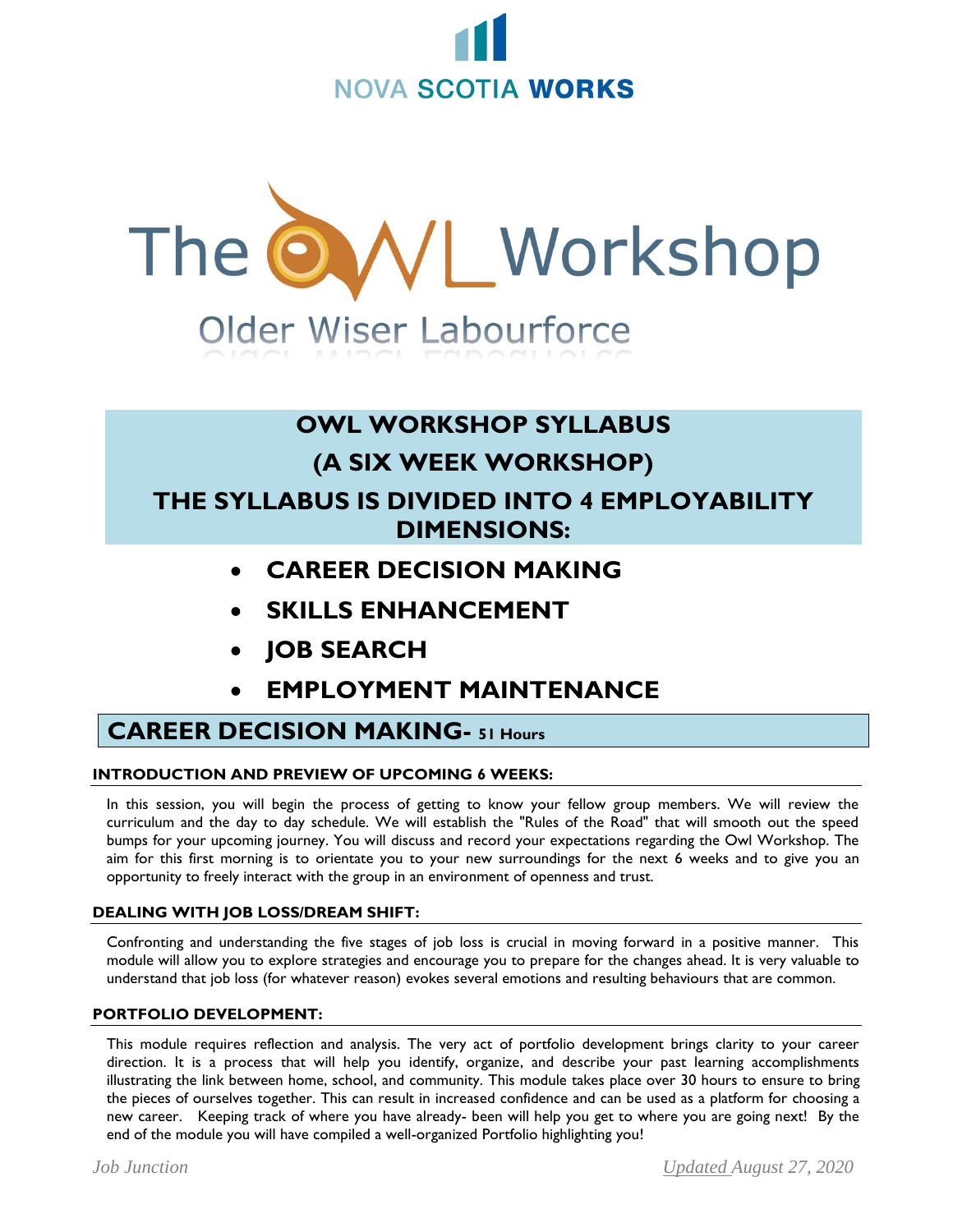NOVA SCOTIA WORKS

# The OWL Workshop

Older Wiser Labourforce

## OWL WORKSHOP SYLLABUS
## (A SIX WEEK WORKSHOP)
## THE SYLLABUS IS DIVIDED INTO 4 EMPLOYABILITY DIMENSIONS:

- **CAREER DECISION MAKING**
- **SKILLS ENHANCEMENT**
- **JOB SEARCH**
- **EMPLOYMENT MAINTENANCE**

## CAREER DECISION MAKING- 51 Hours

### INTRODUCTION AND PREVIEW OF UPCOMING 6 WEEKS:

In this session, you will begin the process of getting to know your fellow group members. We will review the curriculum and the day to day schedule. We will establish the "Rules of the Road" that will smooth out the speed bumps for your upcoming journey. You will discuss and record your expectations regarding the Owl Workshop. The aim for this first morning is to orientate you to your new surroundings for the next 6 weeks and to give you an opportunity to freely interact with the group in an environment of openness and trust.

### DEALING WITH JOB LOSS/DREAM SHIFT:

Confronting and understanding the five stages of job loss is crucial in moving forward in a positive manner. This module will allow you to explore strategies and encourage you to prepare for the changes ahead. It is very valuable to understand that job loss (for whatever reason) evokes several emotions and resulting behaviours that are common.

### PORTFOLIO DEVELOPMENT:

This module requires reflection and analysis. The very act of portfolio development brings clarity to your career direction. It is a process that will help you identify, organize, and describe your past learning accomplishments illustrating the link between home, school, and community. This module takes place over 30 hours to ensure to bring the pieces of ourselves together. This can result in increased confidence and can be used as a platform for choosing a new career. Keeping track of where you have already- been will help you get to where you are going next! By the end of the module you will have compiled a well-organized Portfolio highlighting you!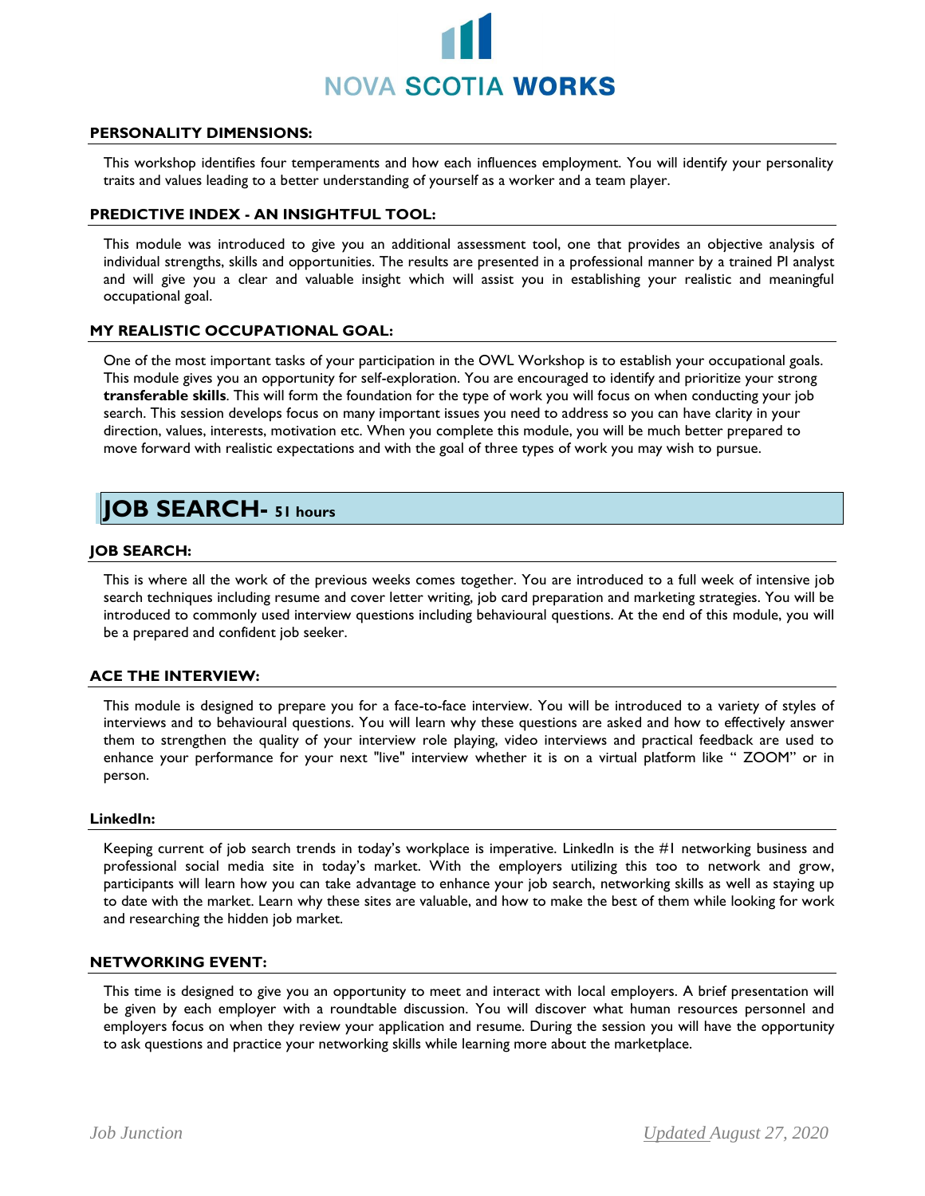### PERSONALITY DIMENSIONS:

This workshop identifies four temperaments and how each influences employment. You will identify your personality traits and values leading to a better understanding of yourself as a worker and a team player.

### PREDICTIVE INDEX - AN INSIGHTFUL TOOL:

This module was introduced to give you an additional assessment tool, one that provides an objective analysis of individual strengths, skills and opportunities. The results are presented in a professional manner by a trained PI analyst and will give you a clear and valuable insight which will assist you in establishing your realistic and meaningful occupational goal.

### MY REALISTIC OCCUPATIONAL GOAL:

One of the most important tasks of your participation in the OWL Workshop is to establish your occupational goals. This module gives you an opportunity for self-exploration. You are encouraged to identify and prioritize your strong **transferable skills**. This will form the foundation for the type of work you will focus on when conducting your job search. This session develops focus on many important issues you need to address so you can have clarity in your direction, values, interests, motivation etc. When you complete this module, you will be much better prepared to move forward with realistic expectations and with the goal of three types of work you may wish to pursue.

## JOB SEARCH- 51 hours

### JOB SEARCH:

This is where all the work of the previous weeks comes together. You are introduced to a full week of intensive job search techniques including resume and cover letter writing, job card preparation and marketing strategies. You will be introduced to commonly used interview questions including behavioural questions. At the end of this module, you will be a prepared and confident job seeker.

### ACE THE INTERVIEW:

This module is designed to prepare you for a face-to-face interview. You will be introduced to a variety of styles of interviews and to behavioural questions. You will learn why these questions are asked and how to effectively answer them to strengthen the quality of your interview role playing, video interviews and practical feedback are used to enhance your performance for your next "live" interview whether it is on a virtual platform like " ZOOM" or in person.

### LinkedIn:

Keeping current of job search trends in today's workplace is imperative. LinkedIn is the #1 networking business and professional social media site in today's market. With the employers utilizing this too to network and grow, participants will learn how you can take advantage to enhance your job search, networking skills as well as staying up to date with the market. Learn why these sites are valuable, and how to make the best of them while looking for work and researching the hidden job market.

### NETWORKING EVENT:

This time is designed to give you an opportunity to meet and interact with local employers. A brief presentation will be given by each employer with a roundtable discussion. You will discover what human resources personnel and employers focus on when they review your application and resume. During the session you will have the opportunity to ask questions and practice your networking skills while learning more about the marketplace.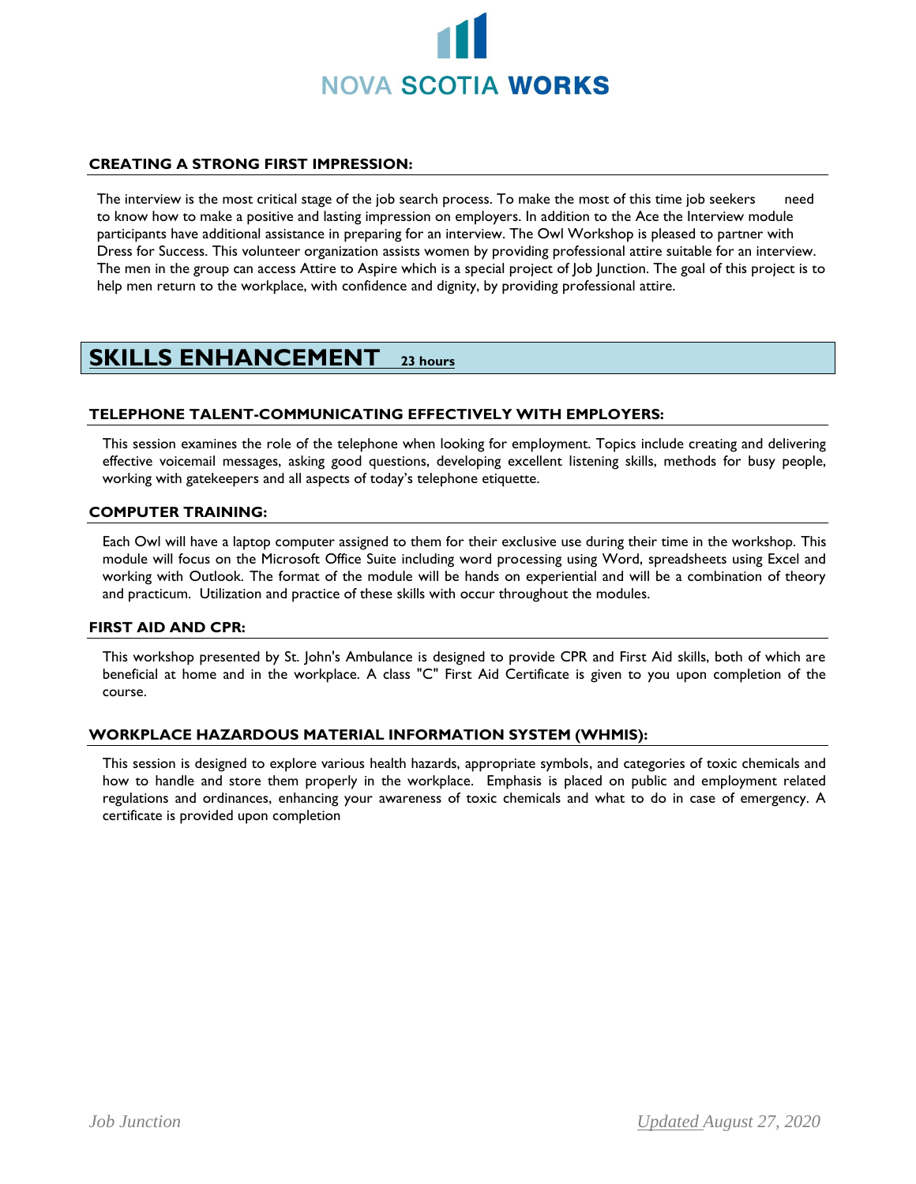### CREATING A STRONG FIRST IMPRESSION:

The interview is the most critical stage of the job search process. To make the most of this time job seekers need to know how to make a positive and lasting impression on employers. In addition to the Ace the Interview module participants have additional assistance in preparing for an interview. The Owl Workshop is pleased to partner with Dress for Success. This volunteer organization assists women by providing professional attire suitable for an interview. The men in the group can access Attire to Aspire which is a special project of Job Junction. The goal of this project is to help men return to the workplace, with confidence and dignity, by providing professional attire.

## SKILLS ENHANCEMENT 23 hours

### TELEPHONE TALENT-COMMUNICATING EFFECTIVELY WITH EMPLOYERS:

This session examines the role of the telephone when looking for employment. Topics include creating and delivering effective voicemail messages, asking good questions, developing excellent listening skills, methods for busy people, working with gatekeepers and all aspects of today's telephone etiquette.

### COMPUTER TRAINING:

Each Owl will have a laptop computer assigned to them for their exclusive use during their time in the workshop. This module will focus on the Microsoft Office Suite including word processing using Word, spreadsheets using Excel and working with Outlook. The format of the module will be hands on experiential and will be a combination of theory and practicum. Utilization and practice of these skills with occur throughout the modules.

### FIRST AID AND CPR:

This workshop presented by St. John's Ambulance is designed to provide CPR and First Aid skills, both of which are beneficial at home and in the workplace. A class "C" First Aid Certificate is given to you upon completion of the course.

### WORKPLACE HAZARDOUS MATERIAL INFORMATION SYSTEM (WHMIS):

This session is designed to explore various health hazards, appropriate symbols, and categories of toxic chemicals and how to handle and store them properly in the workplace. Emphasis is placed on public and employment related regulations and ordinances, enhancing your awareness of toxic chemicals and what to do in case of emergency. A certificate is provided upon completion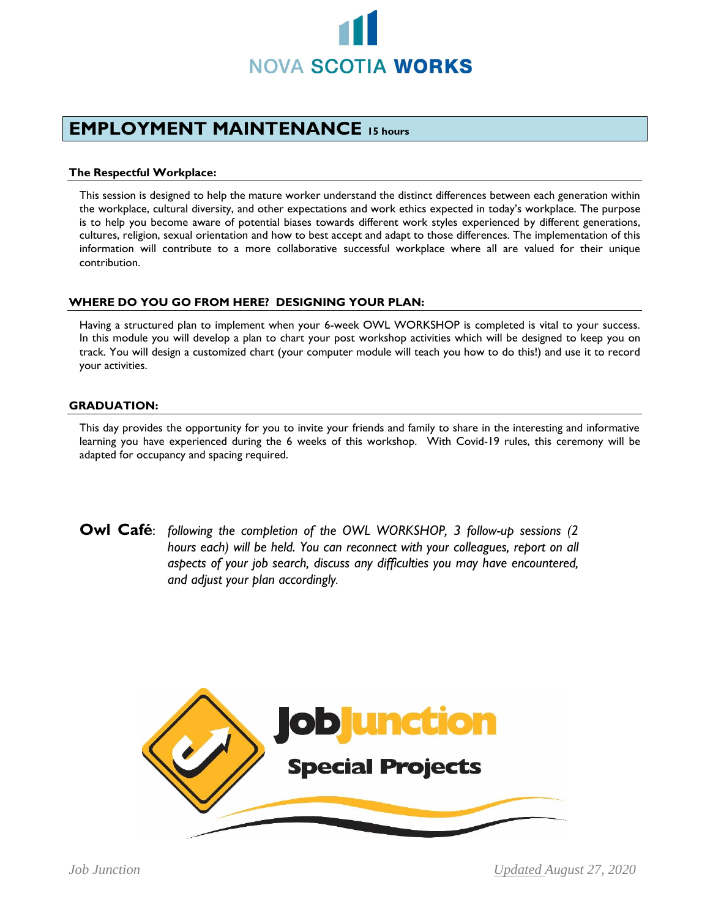## EMPLOYMENT MAINTENANCE 15 hours

### The Respectful Workplace:

This session is designed to help the mature worker understand the distinct differences between each generation within the workplace, cultural diversity, and other expectations and work ethics expected in today's workplace. The purpose is to help you become aware of potential biases towards different work styles experienced by different generations, cultures, religion, sexual orientation and how to best accept and adapt to those differences. The implementation of this information will contribute to a more collaborative successful workplace where all are valued for their unique contribution.

### WHERE DO YOU GO FROM HERE? DESIGNING YOUR PLAN:

Having a structured plan to implement when your 6-week OWL WORKSHOP is completed is vital to your success. In this module you will develop a plan to chart your post workshop activities which will be designed to keep you on track. You will design a customized chart (your computer module will teach you how to do this!) and use it to record your activities.

### GRADUATION:

This day provides the opportunity for you to invite your friends and family to share in the interesting and informative learning you have experienced during the 6 weeks of this workshop. With Covid-19 rules, this ceremony will be adapted for occupancy and spacing required.

**Owl Café**: *following the completion of the OWL WORKSHOP, 3 follow-up sessions (2 hours each) will be held. You can reconnect with your colleagues, report on all aspects of your job search, discuss any difficulties you may have encountered, and adjust your plan accordingly.*

Job Junction Special Projects

Job Junction

Updated August 27, 2020